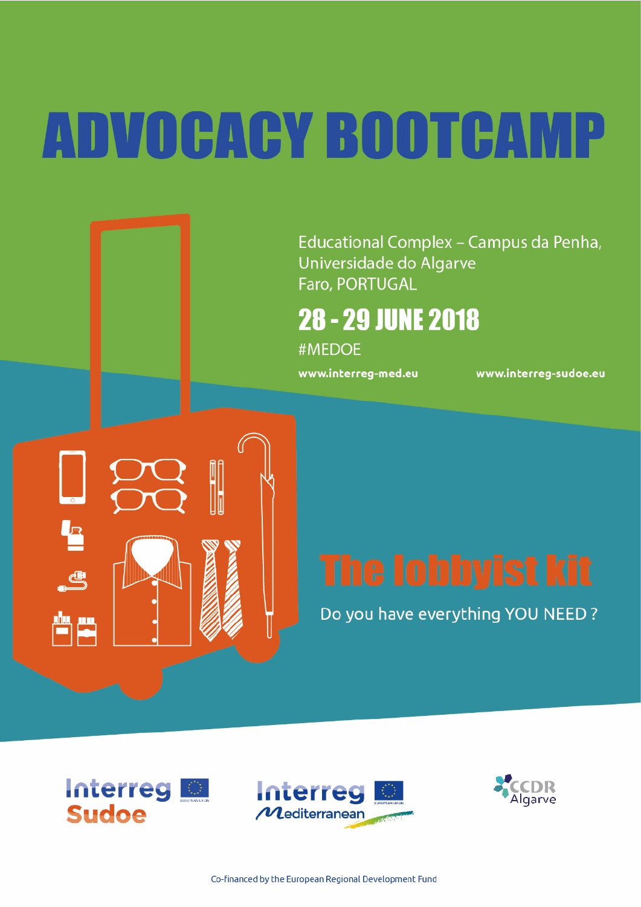# ADVOCACY BOOTCAMP

Educational Complex – Campus da Penha,
Universidade do Algarve
Faro, PORTUGAL

## 28 - 29 JUNE 2018

#MEDOE

www.interreg-med.eu

www.interreg-sudoe.eu

## The lobbyist kit

Do you have everything YOU NEED ?

Interreg Sudoe

Interreg Mediterranean

CCDR Algarve

Co-financed by the European Regional Development Fund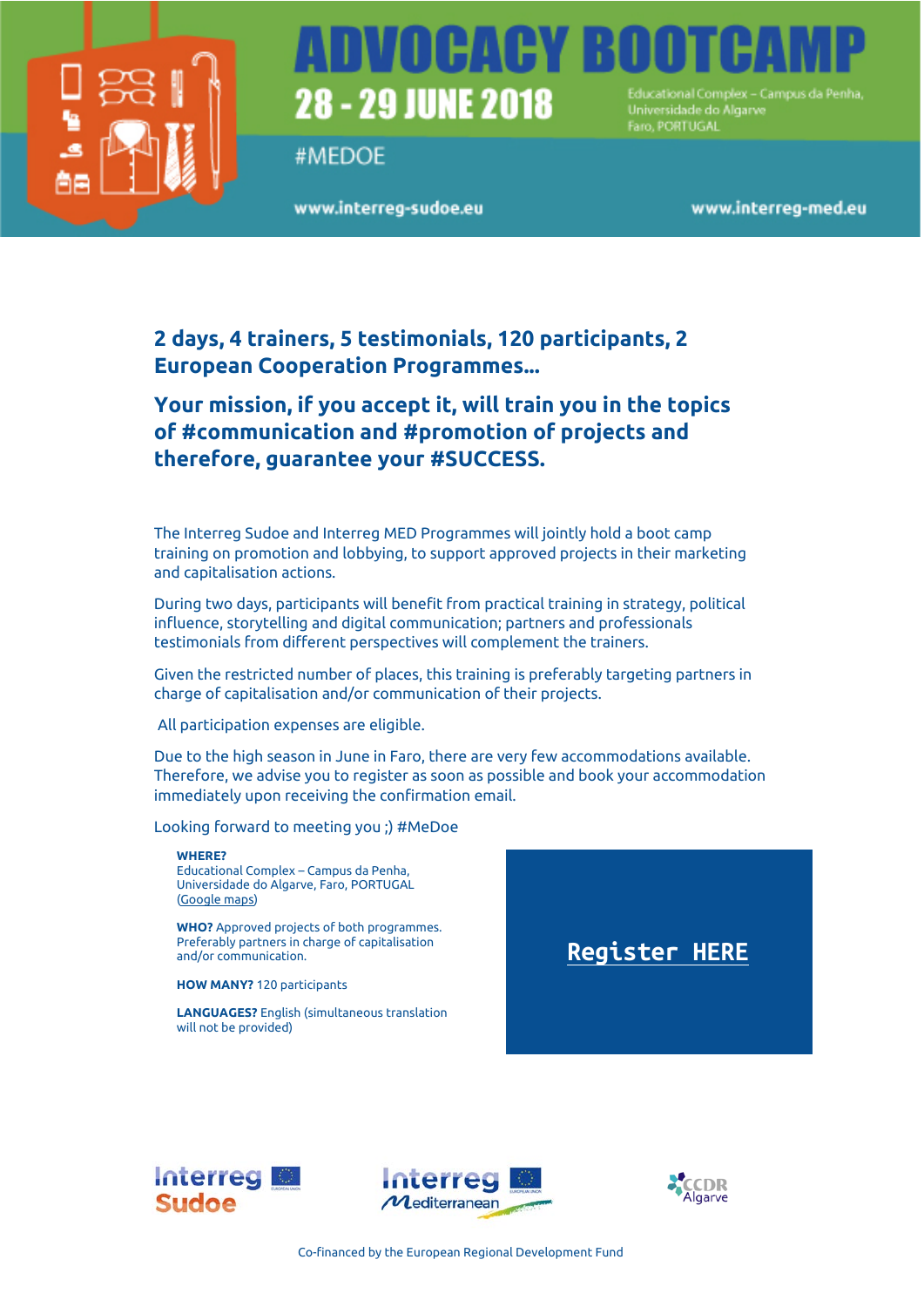# ADVOCACY BOOTCAMP

## 28 - 29 JUNE 2018

Educational Complex – Campus da Penha, Universidade do Algarve Faro, PORTUGAL

#MEDOE

www.interreg-sudoe.eu www.interreg-med.eu

### 2 days, 4 trainers, 5 testimonials, 120 participants, 2 European Cooperation Programmes...

### Your mission, if you accept it, will train you in the topics of #communication and #promotion of projects and therefore, guarantee your #SUCCESS.

The Interreg Sudoe and Interreg MED Programmes will jointly hold a boot camp training on promotion and lobbying, to support approved projects in their marketing and capitalisation actions.

During two days, participants will benefit from practical training in strategy, political influence, storytelling and digital communication; partners and professionals testimonials from different perspectives will complement the trainers.

Given the restricted number of places, this training is preferably targeting partners in charge of capitalisation and/or communication of their projects.

All participation expenses are eligible.

Due to the high season in June in Faro, there are very few accommodations available. Therefore, we advise you to register as soon as possible and book your accommodation immediately upon receiving the confirmation email.

Looking forward to meeting you ;) #MeDoe

**WHERE?**
Educational Complex – Campus da Penha, Universidade do Algarve, Faro, PORTUGAL (Google maps)

**WHO?** Approved projects of both programmes. Preferably partners in charge of capitalisation and/or communication.

**HOW MANY?** 120 participants

**LANGUAGES?** English (simultaneous translation will not be provided)

**Register HERE**

Interreg Sudoe — Interreg Mediterranean — CCDR Algarve

Co-financed by the European Regional Development Fund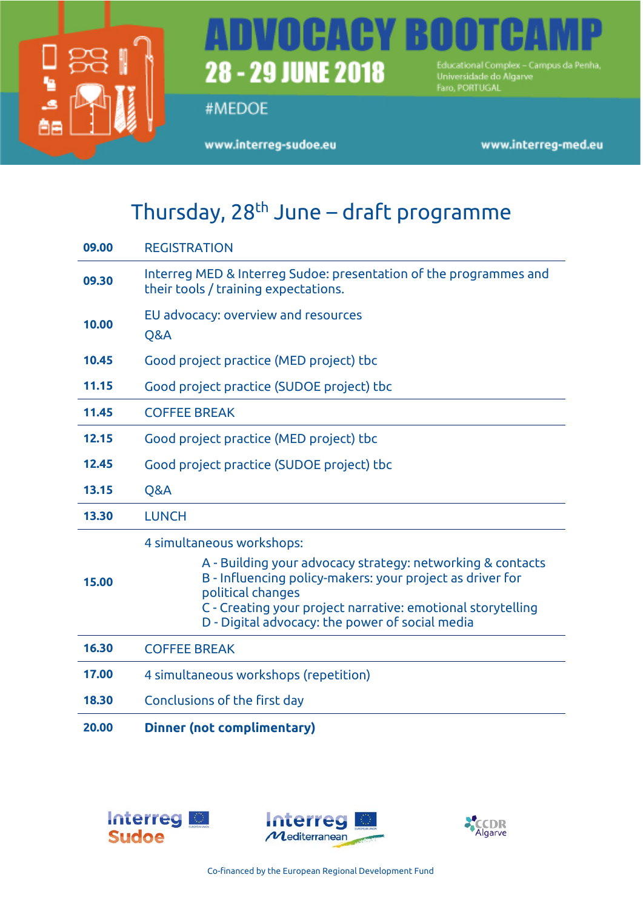# ADVOCACY BOOTCAMP

## 28 - 29 JUNE 2018

Educational Complex – Campus da Penha, Universidade do Algarve
Faro, PORTUGAL

#MEDOE

www.interreg-sudoe.eu

www.interreg-med.eu

## Thursday, 28th June – draft programme

| | |
|---|---|
| **09.00** | REGISTRATION |
| **09.30** | Interreg MED & Interreg Sudoe: presentation of the programmes and their tools / training expectations. |
| **10.00** | EU advocacy: overview and resources<br>Q&A |
| **10.45** | Good project practice (MED project) tbc |
| **11.15** | Good project practice (SUDOE project) tbc |
| **11.45** | COFFEE BREAK |
| **12.15** | Good project practice (MED project) tbc |
| **12.45** | Good project practice (SUDOE project) tbc |
| **13.15** | Q&A |
| **13.30** | LUNCH |
| **15.00** | 4 simultaneous workshops:<br>A - Building your advocacy strategy: networking & contacts<br>B - Influencing policy-makers: your project as driver for political changes<br>C - Creating your project narrative: emotional storytelling<br>D - Digital advocacy: the power of social media |
| **16.30** | COFFEE BREAK |
| **17.00** | 4 simultaneous workshops (repetition) |
| **18.30** | Conclusions of the first day |
| **20.00** | **Dinner (not complimentary)** |

Interreg Sudoe

Interreg Mediterranean

CCDR Algarve

Co-financed by the European Regional Development Fund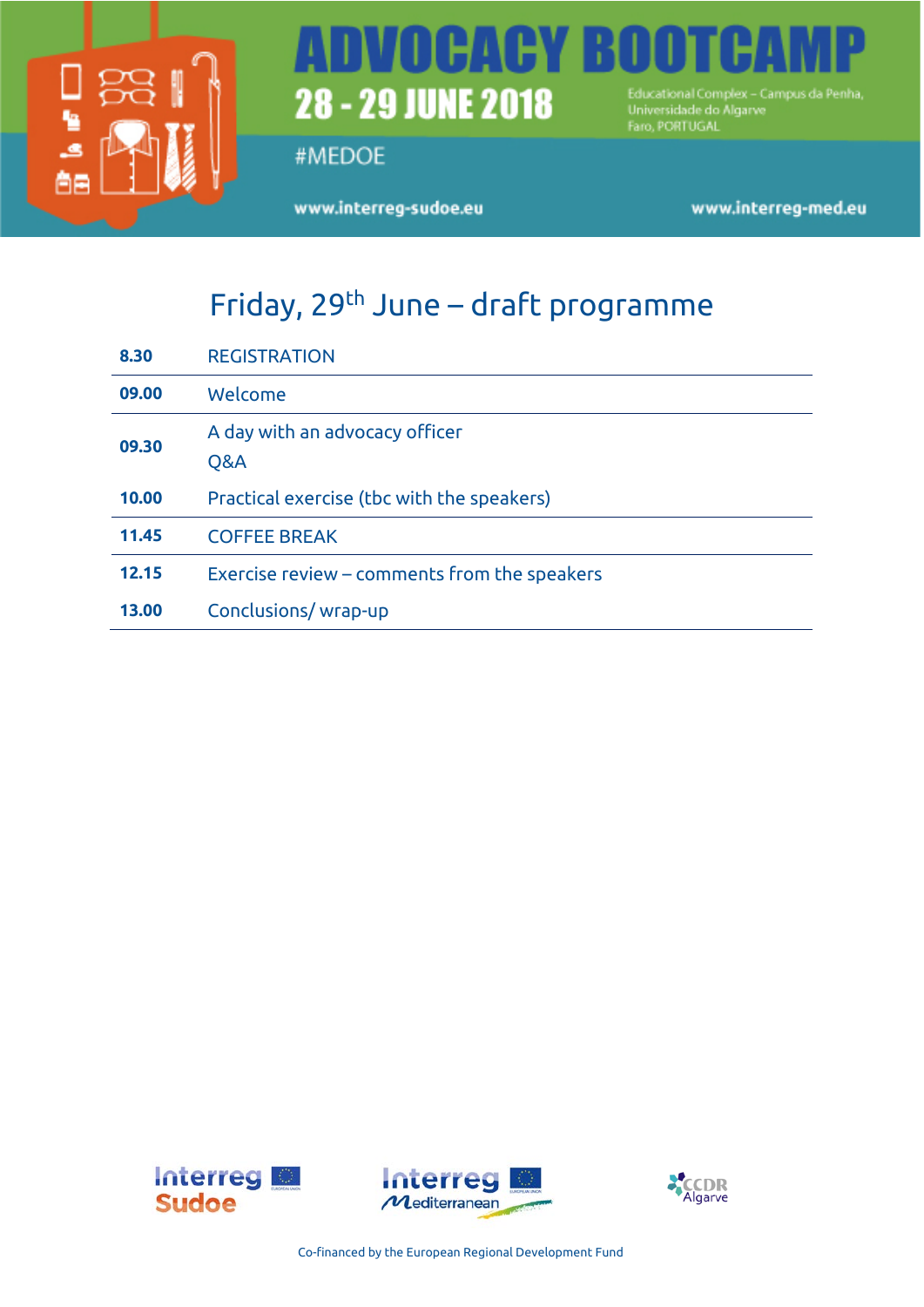# ADVOCACY BOOTCAMP

**28 - 29 JUNE 2018**

Educational Complex – Campus da Penha,
Universidade do Algarve
Faro, PORTUGAL

#MEDOE

www.interreg-sudoe.eu

www.interreg-med.eu

## Friday, 29th June – draft programme

| | |
|---|---|
| **8.30** | REGISTRATION |
| **09.00** | Welcome |
| **09.30** | A day with an advocacy officer<br>Q&A |
| **10.00** | Practical exercise (tbc with the speakers) |
| **11.45** | COFFEE BREAK |
| **12.15** | Exercise review – comments from the speakers |
| **13.00** | Conclusions/ wrap-up |

Interreg Sudoe

Interreg Mediterranean

CCDR Algarve

Co-financed by the European Regional Development Fund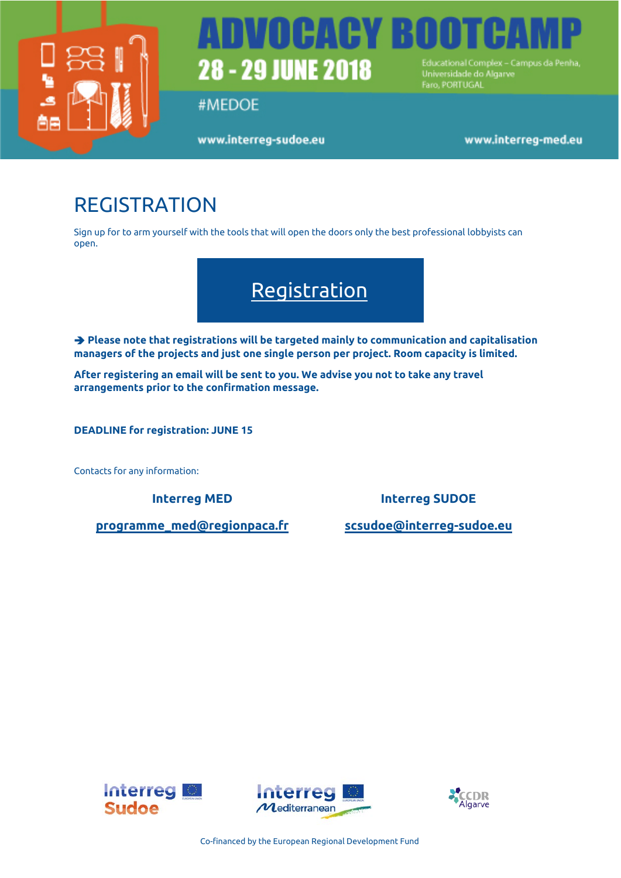# ADVOCACY BOOTCAMP

**28 - 29 JUNE 2018**

Educational Complex – Campus da Penha, Universidade do Algarve Faro, PORTUGAL

#MEDOE

www.interreg-sudoe.eu

www.interreg-med.eu

## REGISTRATION

Sign up for to arm yourself with the tools that will open the doors only the best professional lobbyists can open.

Registration

**➔ Please note that registrations will be targeted mainly to communication and capitalisation managers of the projects and just one single person per project. Room capacity is limited.**

**After registering an email will be sent to you. We advise you not to take any travel arrangements prior to the confirmation message.**

**DEADLINE for registration: JUNE 15**

Contacts for any information:

| **Interreg MED** | **Interreg SUDOE** |
| --- | --- |
| **programme_med@regionpaca.fr** | **scsudoe@interreg-sudoe.eu** |

Interreg Sudoe

Interreg Mediterranean

CCDR Algarve

Co-financed by the European Regional Development Fund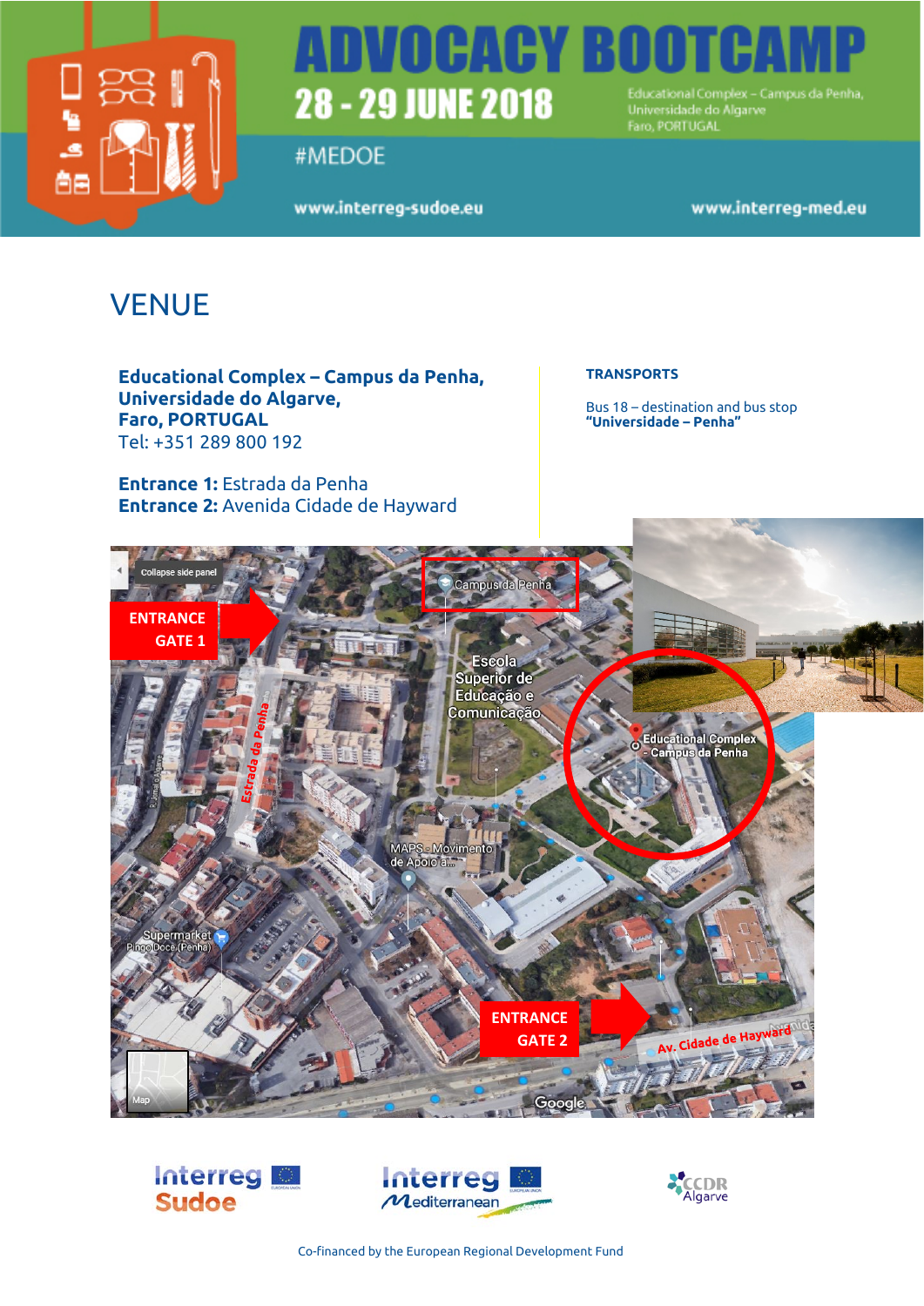# ADVOCACY BOOTCAMP

**28 - 29 JUNE 2018**

Educational Complex – Campus da Penha, Universidade do Algarve, Faro, PORTUGAL

#MEDOE

www.interreg-sudoe.eu www.interreg-med.eu

## VENUE

**Educational Complex – Campus da Penha,**
**Universidade do Algarve,**
**Faro, PORTUGAL**
Tel: +351 289 800 192

**Entrance 1:** Estrada da Penha
**Entrance 2:** Avenida Cidade de Hayward

**TRANSPORTS**

Bus 18 – destination and bus stop
**"Universidade – Penha"**

ENTRANCE GATE 1

ENTRANCE GATE 2

Co-financed by the European Regional Development Fund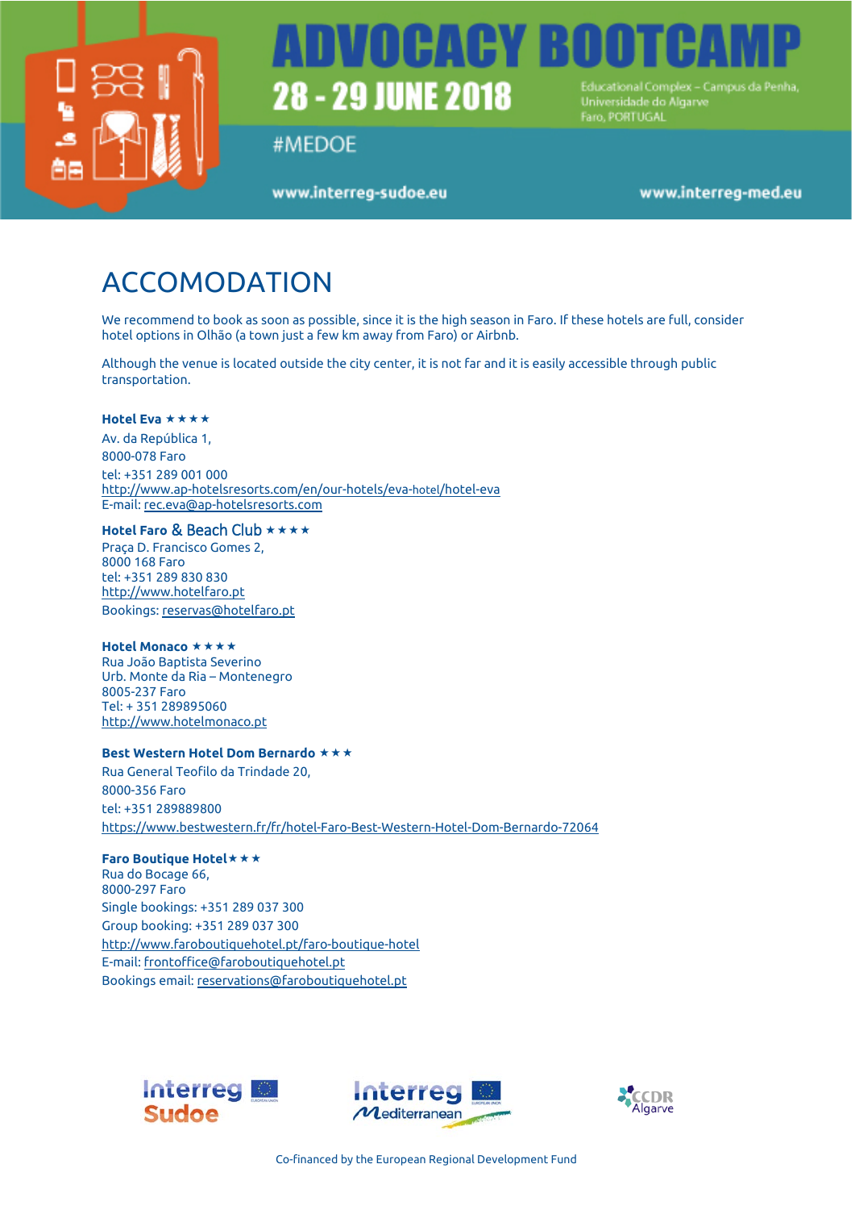# ADVOCACY BOOTCAMP

**28 - 29 JUNE 2018**

Educational Complex – Campus da Penha, Universidade do Algarve
Faro, PORTUGAL

#MEDOE

www.interreg-sudoe.eu

www.interreg-med.eu

# ACCOMODATION

We recommend to book as soon as possible, since it is the high season in Faro. If these hotels are full, consider hotel options in Olhão (a town just a few km away from Faro) or Airbnb.

Although the venue is located outside the city center, it is not far and it is easily accessible through public transportation.

**Hotel Eva** ★★★★
Av. da República 1,
8000-078 Faro
tel: +351 289 001 000
http://www.ap-hotelsresorts.com/en/our-hotels/eva-hotel/hotel-eva
E-mail: rec.eva@ap-hotelsresorts.com

**Hotel Faro & Beach Club** ★★★★
Praça D. Francisco Gomes 2,
8000 168 Faro
tel: +351 289 830 830
http://www.hotelfaro.pt
Bookings: reservas@hotelfaro.pt

**Hotel Monaco** ★★★★
Rua João Baptista Severino
Urb. Monte da Ria – Montenegro
8005-237 Faro
Tel: + 351 289895060
http://www.hotelmonaco.pt

**Best Western Hotel Dom Bernardo** ★★★
Rua General Teofilo da Trindade 20,
8000-356 Faro
tel: +351 289889800
https://www.bestwestern.fr/fr/hotel-Faro-Best-Western-Hotel-Dom-Bernardo-72064

**Faro Boutique Hotel**★★★
Rua do Bocage 66,
8000-297 Faro
Single bookings: +351 289 037 300
Group booking: +351 289 037 300
http://www.faroboutiquehotel.pt/faro-boutique-hotel
E-mail: frontoffice@faroboutiquehotel.pt
Bookings email: reservations@faroboutiquehotel.pt

Interreg Sudoe — Interreg Mediterranean — CCDR Algarve

Co-financed by the European Regional Development Fund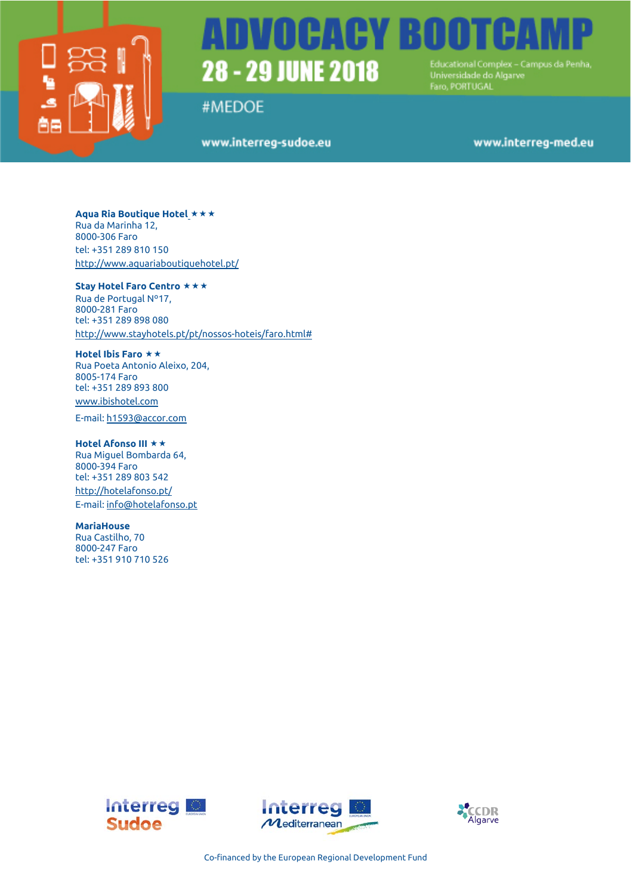**Aqua Ria Boutique Hotel** ★★★
Rua da Marinha 12,
8000-306 Faro
tel: +351 289 810 150
http://www.aquariaboutiquehotel.pt/

**Stay Hotel Faro Centro** ★★★
Rua de Portugal N°17,
8000-281 Faro
tel: +351 289 898 080
http://www.stayhotels.pt/pt/nossos-hoteis/faro.html#

**Hotel Ibis Faro** ★★
Rua Poeta Antonio Aleixo, 204,
8005-174 Faro
tel: +351 289 893 800
www.ibishotel.com

E-mail: h1593@accor.com

**Hotel Afonso III** ★★
Rua Miguel Bombarda 64,
8000-394 Faro
tel: +351 289 803 542
http://hotelafonso.pt/
E-mail: info@hotelafonso.pt

**MariaHouse**
Rua Castilho, 70
8000-247 Faro
tel: +351 910 710 526

Co-financed by the European Regional Development Fund